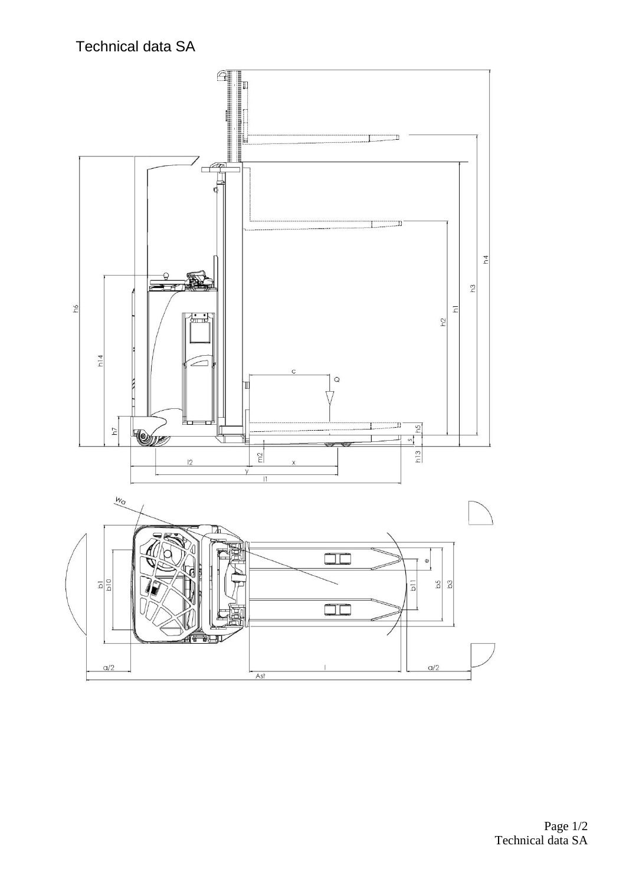# Technical data SA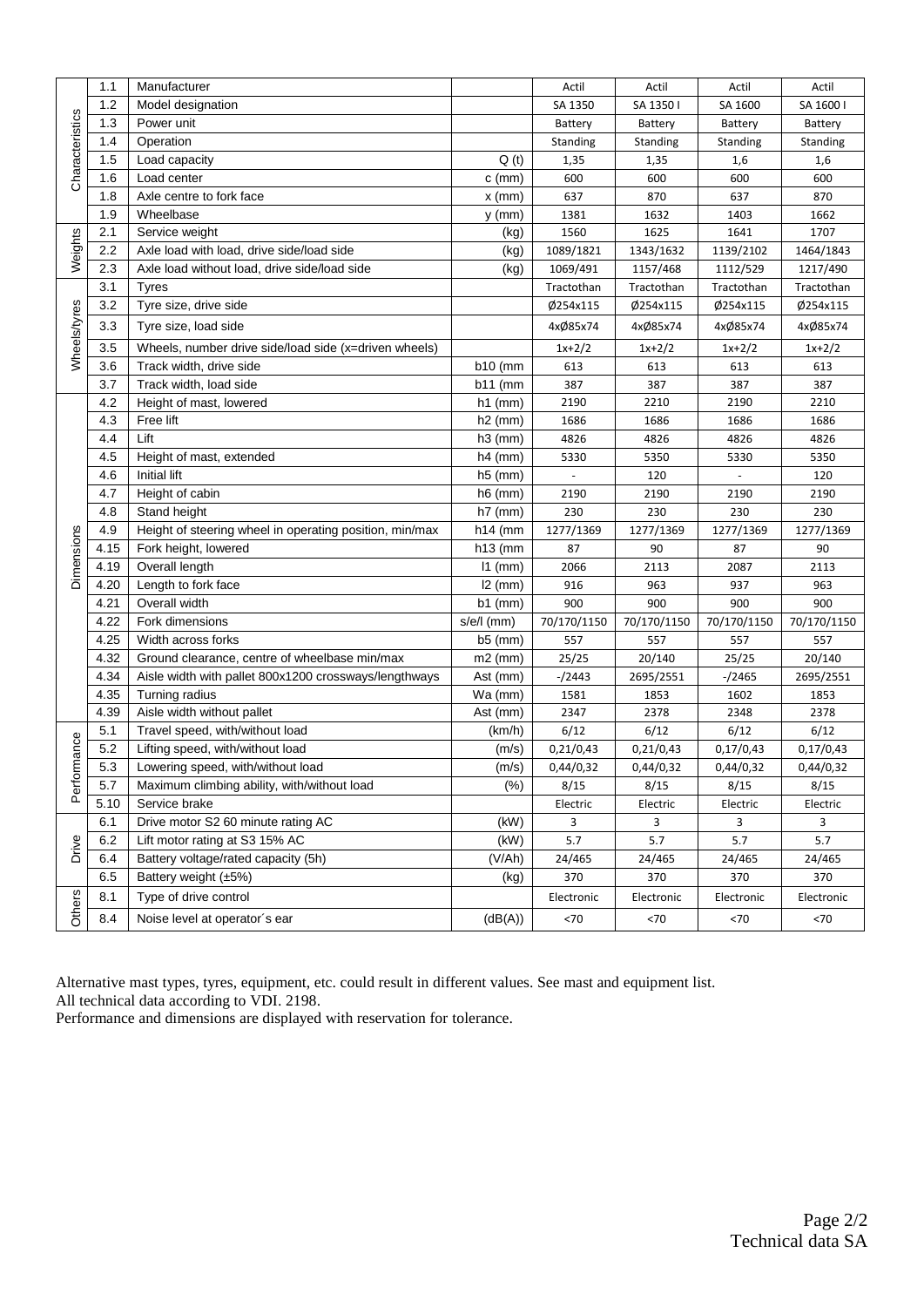| | | | | | | | |
|---|---|---|---|---|---|---|---|
| Characteristics | 1.1 | Manufacturer | | Actil | Actil | Actil | Actil |
| | 1.2 | Model designation | | SA 1350 | SA 1350 I | SA 1600 | SA 1600 I |
| | 1.3 | Power unit | | Battery | Battery | Battery | Battery |
| | 1.4 | Operation | | Standing | Standing | Standing | Standing |
| | 1.5 | Load capacity | Q (t) | 1,35 | 1,35 | 1,6 | 1,6 |
| | 1.6 | Load center | c (mm) | 600 | 600 | 600 | 600 |
| | 1.8 | Axle centre to fork face | x (mm) | 637 | 870 | 637 | 870 |
| | 1.9 | Wheelbase | y (mm) | 1381 | 1632 | 1403 | 1662 |
| Weights | 2.1 | Service weight | (kg) | 1560 | 1625 | 1641 | 1707 |
| | 2.2 | Axle load with load, drive side/load side | (kg) | 1089/1821 | 1343/1632 | 1139/2102 | 1464/1843 |
| | 2.3 | Axle load without load, drive side/load side | (kg) | 1069/491 | 1157/468 | 1112/529 | 1217/490 |
| Wheels/tyres | 3.1 | Tyres | | Tractothan | Tractothan | Tractothan | Tractothan |
| | 3.2 | Tyre size, drive side | | Ø254x115 | Ø254x115 | Ø254x115 | Ø254x115 |
| | 3.3 | Tyre size, load side | | 4xØ85x74 | 4xØ85x74 | 4xØ85x74 | 4xØ85x74 |
| | 3.5 | Wheels, number drive side/load side (x=driven wheels) | | 1x+2/2 | 1x+2/2 | 1x+2/2 | 1x+2/2 |
| | 3.6 | Track width, drive side | b10 (mm | 613 | 613 | 613 | 613 |
| | 3.7 | Track width, load side | b11 (mm | 387 | 387 | 387 | 387 |
| Dimensions | 4.2 | Height of mast, lowered | h1 (mm) | 2190 | 2210 | 2190 | 2210 |
| | 4.3 | Free lift | h2 (mm) | 1686 | 1686 | 1686 | 1686 |
| | 4.4 | Lift | h3 (mm) | 4826 | 4826 | 4826 | 4826 |
| | 4.5 | Height of mast, extended | h4 (mm) | 5330 | 5350 | 5330 | 5350 |
| | 4.6 | Initial lift | h5 (mm) | - | 120 | - | 120 |
| | 4.7 | Height of cabin | h6 (mm) | 2190 | 2190 | 2190 | 2190 |
| | 4.8 | Stand height | h7 (mm) | 230 | 230 | 230 | 230 |
| | 4.9 | Height of steering wheel in operating position, min/max | h14 (mm | 1277/1369 | 1277/1369 | 1277/1369 | 1277/1369 |
| | 4.15 | Fork height, lowered | h13 (mm | 87 | 90 | 87 | 90 |
| | 4.19 | Overall length | l1 (mm) | 2066 | 2113 | 2087 | 2113 |
| | 4.20 | Length to fork face | l2 (mm) | 916 | 963 | 937 | 963 |
| | 4.21 | Overall width | b1 (mm) | 900 | 900 | 900 | 900 |
| | 4.22 | Fork dimensions | s/e/l (mm) | 70/170/1150 | 70/170/1150 | 70/170/1150 | 70/170/1150 |
| | 4.25 | Width across forks | b5 (mm) | 557 | 557 | 557 | 557 |
| | 4.32 | Ground clearance, centre of wheelbase min/max | m2 (mm) | 25/25 | 20/140 | 25/25 | 20/140 |
| | 4.34 | Aisle width with pallet 800x1200 crossways/lengthways | Ast (mm) | -/2443 | 2695/2551 | -/2465 | 2695/2551 |
| | 4.35 | Turning radius | Wa (mm) | 1581 | 1853 | 1602 | 1853 |
| | 4.39 | Aisle width without pallet | Ast (mm) | 2347 | 2378 | 2348 | 2378 |
| Performance | 5.1 | Travel speed, with/without load | (km/h) | 6/12 | 6/12 | 6/12 | 6/12 |
| | 5.2 | Lifting speed, with/without load | (m/s) | 0,21/0,43 | 0,21/0,43 | 0,17/0,43 | 0,17/0,43 |
| | 5.3 | Lowering speed, with/without load | (m/s) | 0,44/0,32 | 0,44/0,32 | 0,44/0,32 | 0,44/0,32 |
| | 5.7 | Maximum climbing ability, with/without load | (%) | 8/15 | 8/15 | 8/15 | 8/15 |
| | 5.10 | Service brake | | Electric | Electric | Electric | Electric |
| Drive | 6.1 | Drive motor S2 60 minute rating AC | (kW) | 3 | 3 | 3 | 3 |
| | 6.2 | Lift motor rating at S3 15% AC | (kW) | 5.7 | 5.7 | 5.7 | 5.7 |
| | 6.4 | Battery voltage/rated capacity (5h) | (V/Ah) | 24/465 | 24/465 | 24/465 | 24/465 |
| | 6.5 | Battery weight (±5%) | (kg) | 370 | 370 | 370 | 370 |
| Others | 8.1 | Type of drive control | | Electronic | Electronic | Electronic | Electronic |
| | 8.4 | Noise level at operator´s ear | (dB(A)) | <70 | <70 | <70 | <70 |

Alternative mast types, tyres, equipment, etc. could result in different values. See mast and equipment list.
All technical data according to VDI. 2198.
Performance and dimensions are displayed with reservation for tolerance.